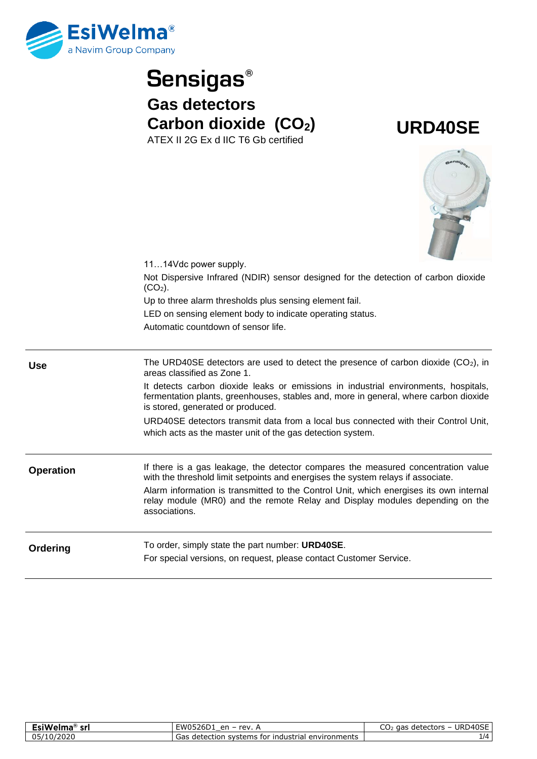# Sensigas®

## Gas detectors

## Carbon dioxide ($CO_2$)

ATEX II 2G Ex d IIC T6 Gb certified

# URD40SE

11…14Vdc power supply.

Not Dispersive Infrared (NDIR) sensor designed for the detection of carbon dioxide ($CO_2$).

Up to three alarm thresholds plus sensing element fail.

LED on sensing element body to indicate operating status.

Automatic countdown of sensor life.

---

**Use**

The URD40SE detectors are used to detect the presence of carbon dioxide ($CO_2$), in areas classified as Zone 1.

It detects carbon dioxide leaks or emissions in industrial environments, hospitals, fermentation plants, greenhouses, stables and, more in general, where carbon dioxide is stored, generated or produced.

URD40SE detectors transmit data from a local bus connected with their Control Unit, which acts as the master unit of the gas detection system.

---

**Operation**

If there is a gas leakage, the detector compares the measured concentration value with the threshold limit setpoints and energises the system relays if associate.

Alarm information is transmitted to the Control Unit, which energises its own internal relay module (MR0) and the remote Relay and Display modules depending on the associations.

---

**Ordering**

To order, simply state the part number: **URD40SE**.

For special versions, on request, please contact Customer Service.

---

| EsiWelma® srl | EW0526D1_en – rev. A | $CO_2$ gas detectors – URD40SE |
|---|---|---|
| 05/10/2020 | Gas detection systems for industrial environments | |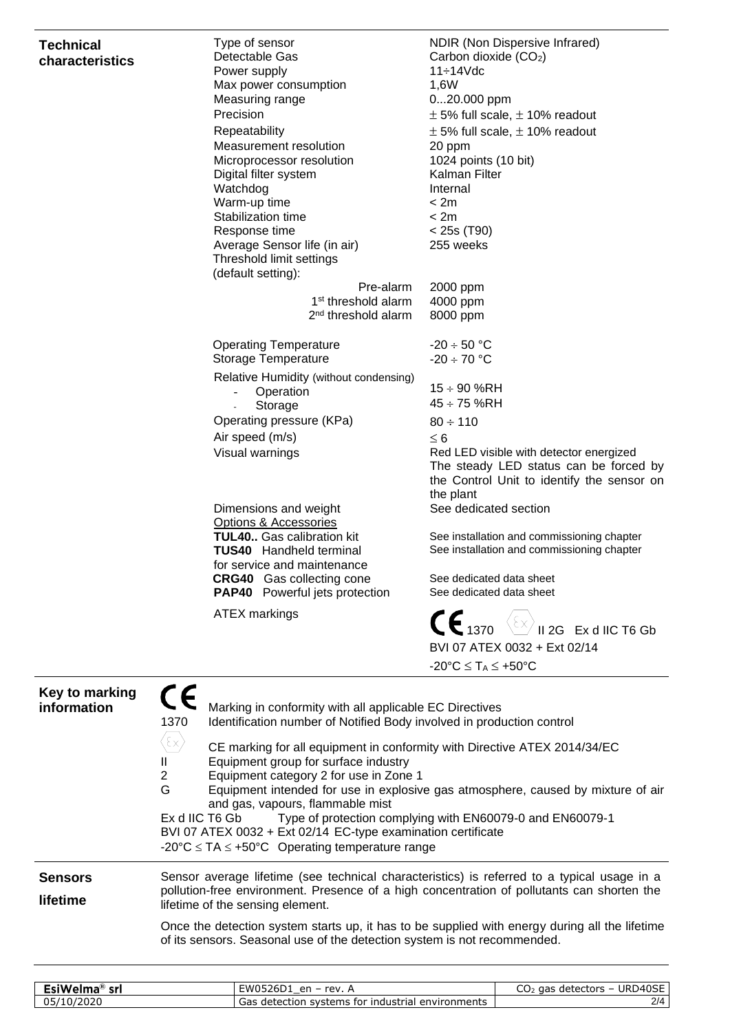## Technical characteristics

| | |
|---|---|
| Type of sensor | NDIR (Non Dispersive Infrared) |
| Detectable Gas | Carbon dioxide ($CO_2$) |
| Power supply | 11÷14Vdc |
| Max power consumption | 1,6W |
| Measuring range | 0...20.000 ppm |
| Precision | ± 5% full scale, ± 10% readout |
| Repeatability | ± 5% full scale, ± 10% readout |
| Measurement resolution | 20 ppm |
| Microprocessor resolution | 1024 points (10 bit) |
| Digital filter system | Kalman Filter |
| Watchdog | Internal |
| Warm-up time | < 2m |
| Stabilization time | < 2m |
| Response time | < 25s (T90) |
| Average Sensor life (in air) | 255 weeks |
| Threshold limit settings (default setting): | |
| Pre-alarm | 2000 ppm |
| 1st threshold alarm | 4000 ppm |
| 2nd threshold alarm | 8000 ppm |
| Operating Temperature | -20 ÷ 50 °C |
| Storage Temperature | -20 ÷ 70 °C |
| Relative Humidity (without condensing) | |
| - Operation | 15 ÷ 90 %RH |
| - Storage | 45 ÷ 75 %RH |
| Operating pressure (KPa) | 80 ÷ 110 |
| Air speed (m/s) | ≤ 6 |
| Visual warnings | Red LED visible with detector energized<br>The steady LED status can be forced by the Control Unit to identify the sensor on the plant |
| Dimensions and weight | See dedicated section |
| Options & Accessories | |
| **TUL40..** Gas calibration kit | See installation and commissioning chapter |
| **TUS40** Handheld terminal for service and maintenance | See installation and commissioning chapter |
| **CRG40** Gas collecting cone | See dedicated data sheet |
| **PAP40** Powerful jets protection | See dedicated data sheet |
| ATEX markings | CE 1370 Ex II 2G Ex d IIC T6 Gb<br>BVI 07 ATEX 0032 + Ext 02/14<br>-20°C ≤ $T_A$ ≤ +50°C |

## Key to marking information

- CE — Marking in conformity with all applicable EC Directives
- 1370 — Identification number of Notified Body involved in production control
- Ex — CE marking for all equipment in conformity with Directive ATEX 2014/34/EC
- II — Equipment group for surface industry
- 2 — Equipment category 2 for use in Zone 1
- G — Equipment intended for use in explosive gas atmosphere, caused by mixture of air and gas, vapours, flammable mist
- Ex d IIC T6 Gb — Type of protection complying with EN60079-0 and EN60079-1
- BVI 07 ATEX 0032 + Ext 02/14 EC-type examination certificate
- -20°C ≤ TA ≤ +50°C Operating temperature range

## Sensors lifetime

Sensor average lifetime (see technical characteristics) is referred to a typical usage in a pollution-free environment. Presence of a high concentration of pollutants can shorten the lifetime of the sensing element.

Once the detection system starts up, it has to be supplied with energy during all the lifetime of its sensors. Seasonal use of the detection system is not recommended.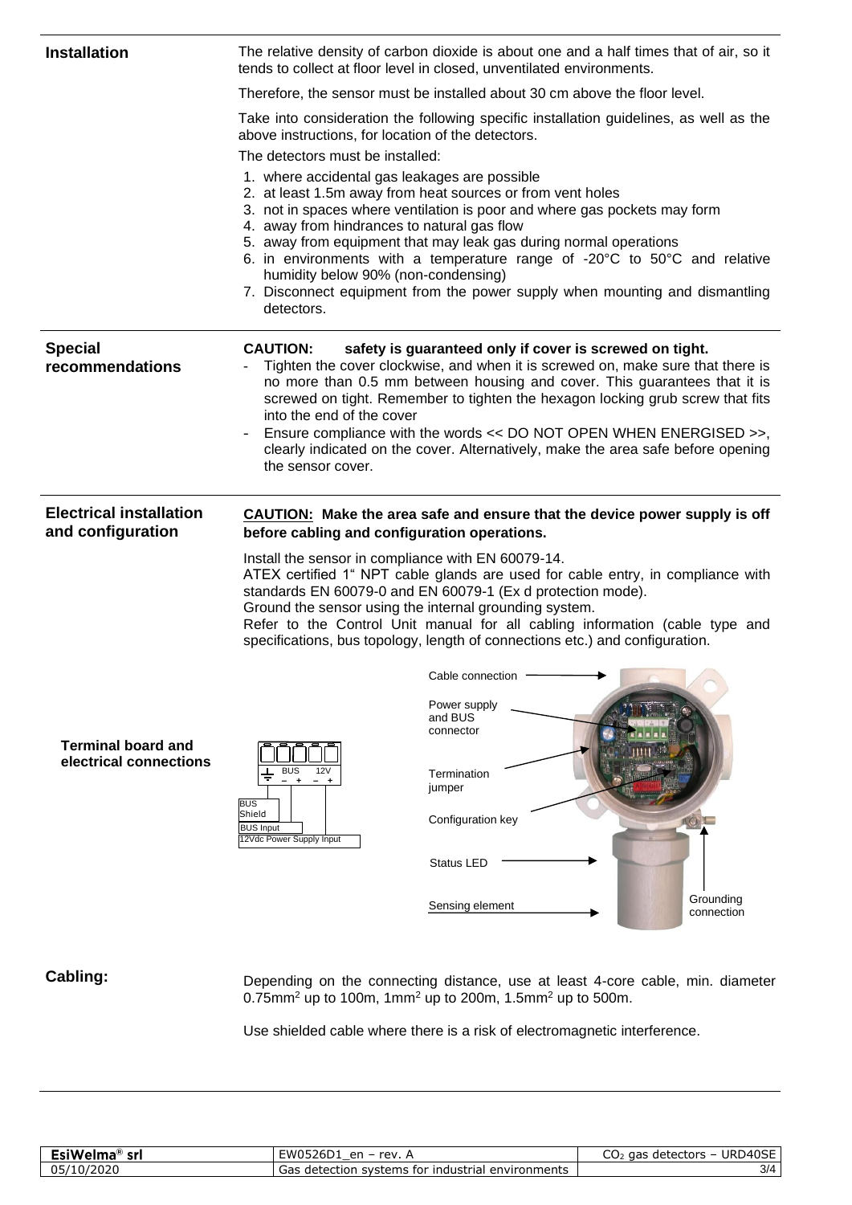## Installation

The relative density of carbon dioxide is about one and a half times that of air, so it tends to collect at floor level in closed, unventilated environments.

Therefore, the sensor must be installed about 30 cm above the floor level.

Take into consideration the following specific installation guidelines, as well as the above instructions, for location of the detectors.

The detectors must be installed:

1. where accidental gas leakages are possible
2. at least 1.5m away from heat sources or from vent holes
3. not in spaces where ventilation is poor and where gas pockets may form
4. away from hindrances to natural gas flow
5. away from equipment that may leak gas during normal operations
6. in environments with a temperature range of -20°C to 50°C and relative humidity below 90% (non-condensing)
7. Disconnect equipment from the power supply when mounting and dismantling detectors.

## Special recommendations

**CAUTION: safety is guaranteed only if cover is screwed on tight.**

- Tighten the cover clockwise, and when it is screwed on, make sure that there is no more than 0.5 mm between housing and cover. This guarantees that it is screwed on tight. Remember to tighten the hexagon locking grub screw that fits into the end of the cover
- Ensure compliance with the words << DO NOT OPEN WHEN ENERGISED >>, clearly indicated on the cover. Alternatively, make the area safe before opening the sensor cover.

## Electrical installation and configuration

**CAUTION: Make the area safe and ensure that the device power supply is off before cabling and configuration operations.**

Install the sensor in compliance with EN 60079-14.
ATEX certified 1" NPT cable glands are used for cable entry, in compliance with standards EN 60079-0 and EN 60079-1 (Ex d protection mode).
Ground the sensor using the internal grounding system.
Refer to the Control Unit manual for all cabling information (cable type and specifications, bus topology, length of connections etc.) and configuration.

### Terminal board and electrical connections

Terminal labels: ⏚ | BUS − | BUS + | 12V − | 12V +

- BUS Shield
- BUS Input
- 12Vdc Power Supply Input

Cable connection
Power supply and BUS connector
Termination jumper
Configuration key
Status LED
Sensing element
Grounding connection

## Cabling:

Depending on the connecting distance, use at least 4-core cable, min. diameter 0.75mm$^2$ up to 100m, 1mm$^2$ up to 200m, 1.5mm$^2$ up to 500m.

Use shielded cable where there is a risk of electromagnetic interference.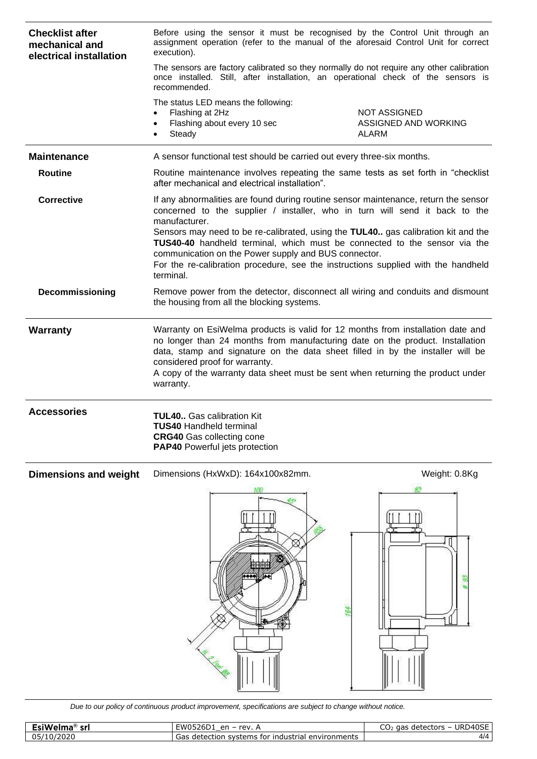## Checklist after mechanical and electrical installation

Before using the sensor it must be recognised by the Control Unit through an assignment operation (refer to the manual of the aforesaid Control Unit for correct execution).

The sensors are factory calibrated so they normally do not require any other calibration once installed. Still, after installation, an operational check of the sensors is recommended.

The status LED means the following:

- Flashing at 2Hz — NOT ASSIGNED
- Flashing about every 10 sec — ASSIGNED AND WORKING
- Steady — ALARM

## Maintenance

A sensor functional test should be carried out every three-six months.

### Routine

Routine maintenance involves repeating the same tests as set forth in "checklist after mechanical and electrical installation".

### Corrective

If any abnormalities are found during routine sensor maintenance, return the sensor concerned to the supplier / installer, who in turn will send it back to the manufacturer.

Sensors may need to be re-calibrated, using the **TUL40..** gas calibration kit and the **TUS40-40** handheld terminal, which must be connected to the sensor via the communication on the Power supply and BUS connector.

For the re-calibration procedure, see the instructions supplied with the handheld terminal.

### Decommissioning

Remove power from the detector, disconnect all wiring and conduits and dismount the housing from all the blocking systems.

## Warranty

Warranty on EsiWelma products is valid for 12 months from installation date and no longer than 24 months from manufacturing date on the product. Installation data, stamp and signature on the data sheet filled in by the installer will be considered proof for warranty.

A copy of the warranty data sheet must be sent when returning the product under warranty.

## Accessories

**TUL40..** Gas calibration Kit
**TUS40** Handheld terminal
**CRG40** Gas collecting cone
**PAP40** Powerful jets protection

## Dimensions and weight

Dimensions (HxWxD): 164x100x82mm.

Weight: 0.8Kg

100
45°
R55
164
82
ø 93

*Due to our policy of continuous product improvement, specifications are subject to change without notice.*